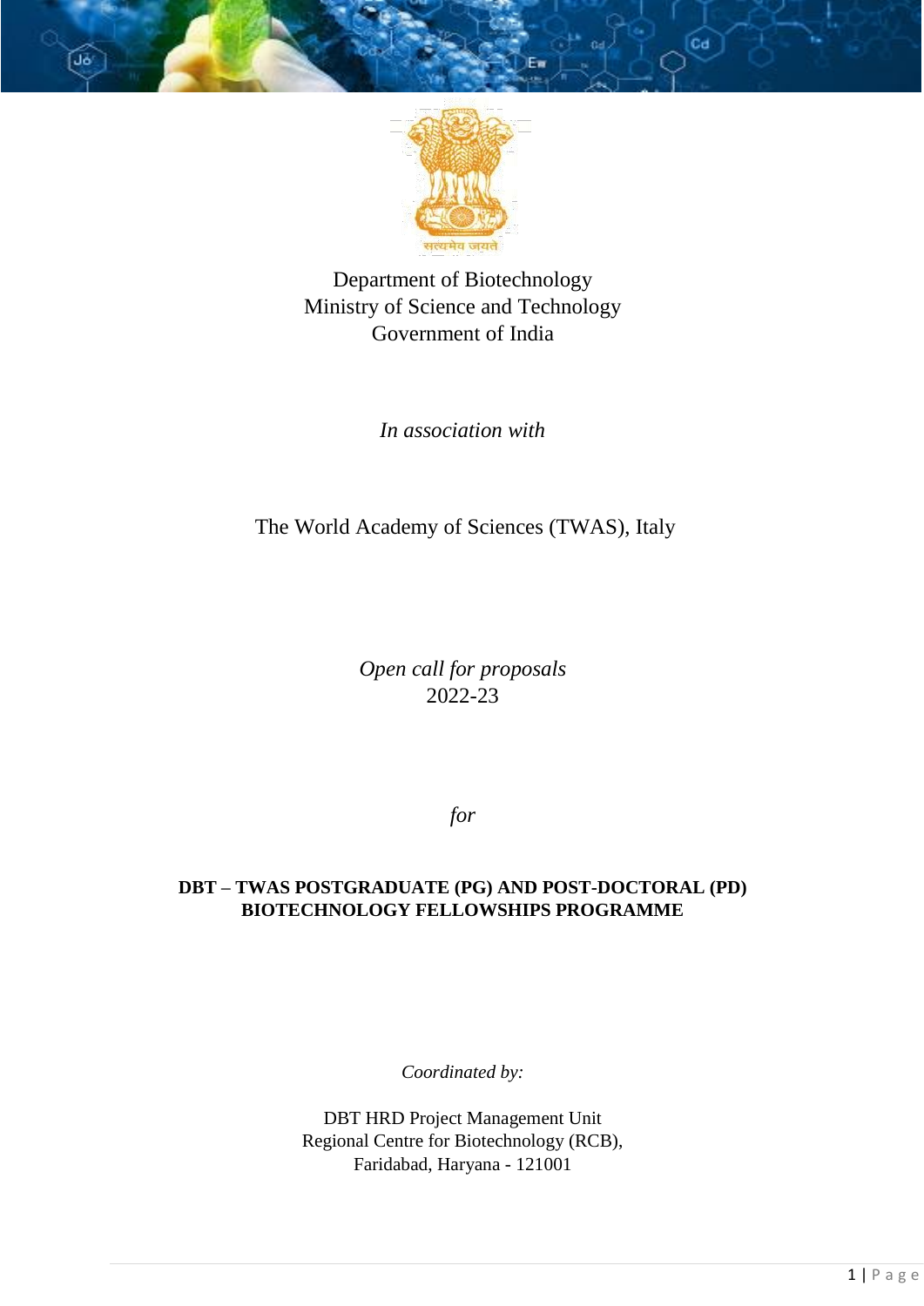सत्यमेव जयते

Department of Biotechnology
Ministry of Science and Technology
Government of India

*In association with*

The World Academy of Sciences (TWAS), Italy

*Open call for proposals*
2022-23

*for*

**DBT – TWAS POSTGRADUATE (PG) AND POST-DOCTORAL (PD) BIOTECHNOLOGY FELLOWSHIPS PROGRAMME**

*Coordinated by:*

DBT HRD Project Management Unit
Regional Centre for Biotechnology (RCB),
Faridabad, Haryana - 121001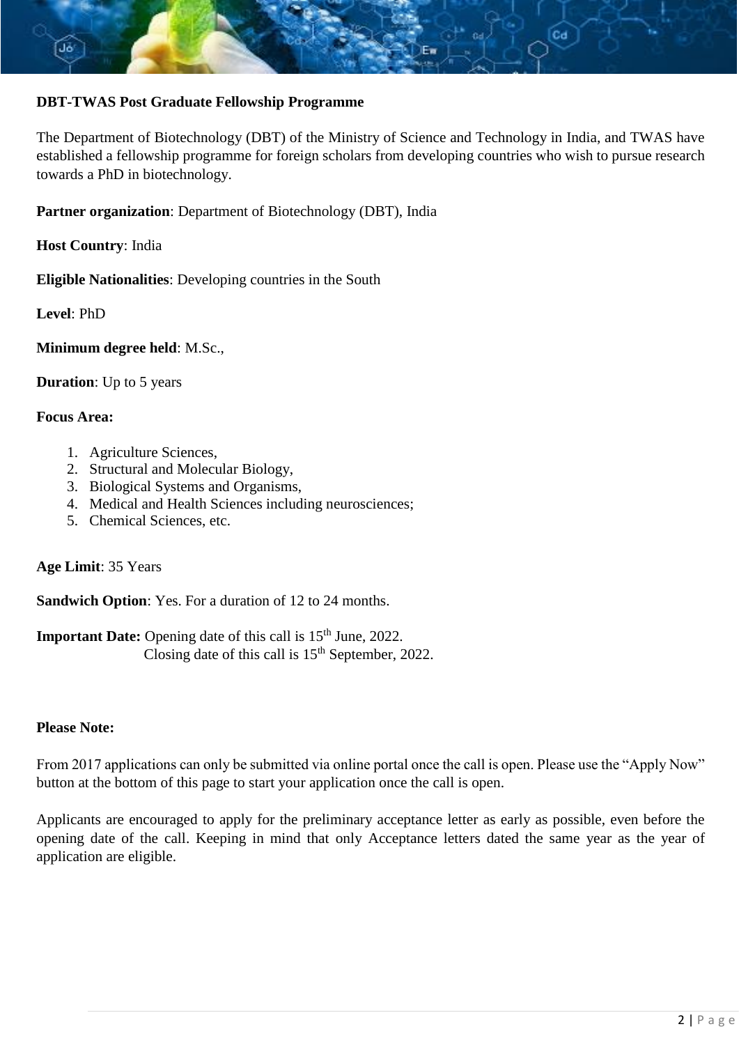**DBT-TWAS Post Graduate Fellowship Programme**

The Department of Biotechnology (DBT) of the Ministry of Science and Technology in India, and TWAS have established a fellowship programme for foreign scholars from developing countries who wish to pursue research towards a PhD in biotechnology.

**Partner organization**: Department of Biotechnology (DBT), India

**Host Country**: India

**Eligible Nationalities**: Developing countries in the South

**Level**: PhD

**Minimum degree held**: M.Sc.,

**Duration**: Up to 5 years

**Focus Area:**

1. Agriculture Sciences,
2. Structural and Molecular Biology,
3. Biological Systems and Organisms,
4. Medical and Health Sciences including neurosciences;
5. Chemical Sciences, etc.

**Age Limit**: 35 Years

**Sandwich Option**: Yes. For a duration of 12 to 24 months.

**Important Date:** Opening date of this call is 15th June, 2022.
Closing date of this call is 15th September, 2022.

**Please Note:**

From 2017 applications can only be submitted via online portal once the call is open. Please use the "Apply Now" button at the bottom of this page to start your application once the call is open.

Applicants are encouraged to apply for the preliminary acceptance letter as early as possible, even before the opening date of the call. Keeping in mind that only Acceptance letters dated the same year as the year of application are eligible.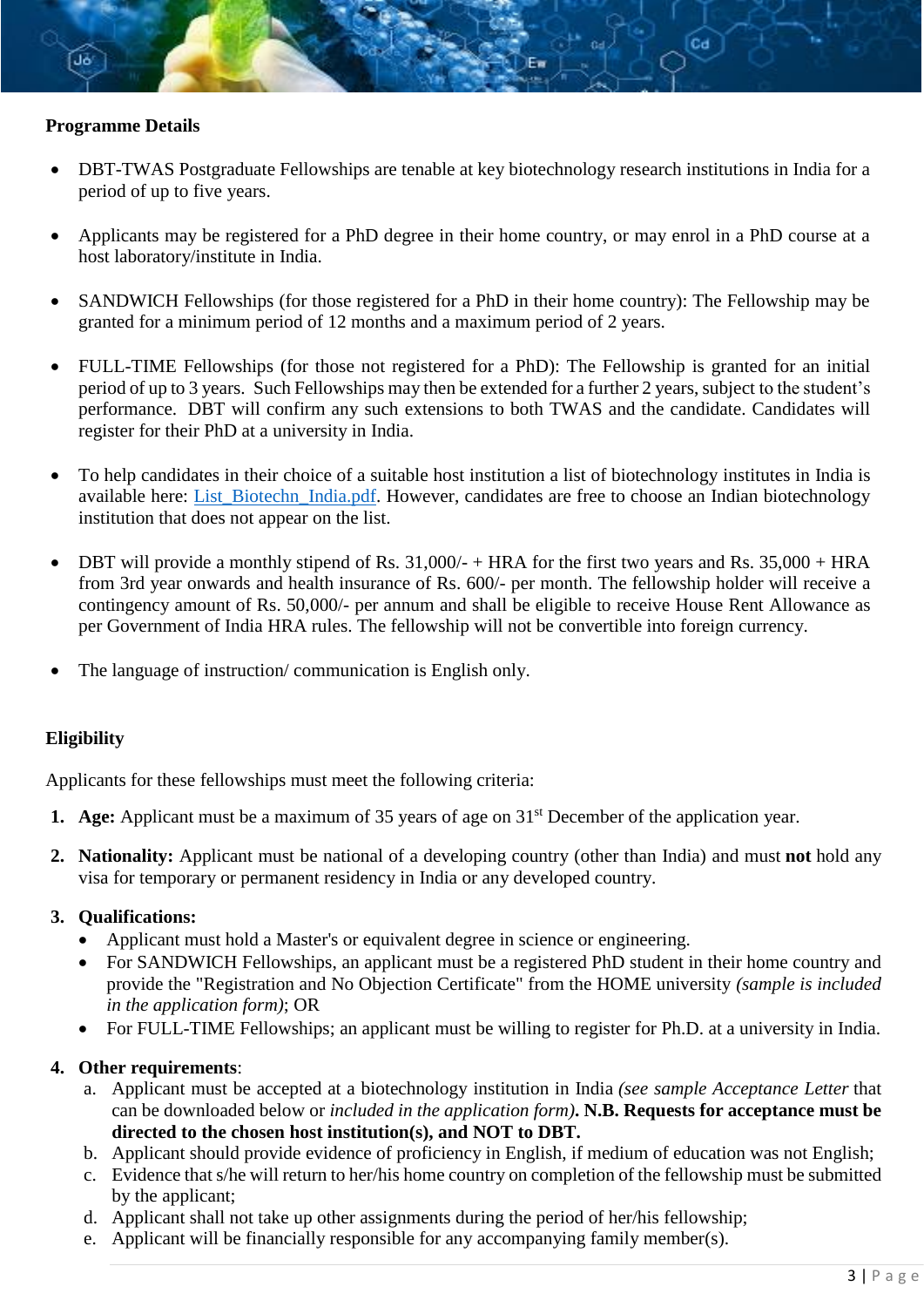**Programme Details**

- DBT-TWAS Postgraduate Fellowships are tenable at key biotechnology research institutions in India for a period of up to five years.

- Applicants may be registered for a PhD degree in their home country, or may enrol in a PhD course at a host laboratory/institute in India.

- SANDWICH Fellowships (for those registered for a PhD in their home country): The Fellowship may be granted for a minimum period of 12 months and a maximum period of 2 years.

- FULL-TIME Fellowships (for those not registered for a PhD): The Fellowship is granted for an initial period of up to 3 years. Such Fellowships may then be extended for a further 2 years, subject to the student's performance. DBT will confirm any such extensions to both TWAS and the candidate. Candidates will register for their PhD at a university in India.

- To help candidates in their choice of a suitable host institution a list of biotechnology institutes in India is available here: [List_Biotechn_India.pdf](). However, candidates are free to choose an Indian biotechnology institution that does not appear on the list.

- DBT will provide a monthly stipend of Rs. 31,000/- + HRA for the first two years and Rs. 35,000 + HRA from 3rd year onwards and health insurance of Rs. 600/- per month. The fellowship holder will receive a contingency amount of Rs. 50,000/- per annum and shall be eligible to receive House Rent Allowance as per Government of India HRA rules. The fellowship will not be convertible into foreign currency.

- The language of instruction/ communication is English only.

**Eligibility**

Applicants for these fellowships must meet the following criteria:

1. **Age:** Applicant must be a maximum of 35 years of age on 31st December of the application year.

2. **Nationality:** Applicant must be national of a developing country (other than India) and must **not** hold any visa for temporary or permanent residency in India or any developed country.

3. **Qualifications:**
   - Applicant must hold a Master's or equivalent degree in science or engineering.
   - For SANDWICH Fellowships, an applicant must be a registered PhD student in their home country and provide the "Registration and No Objection Certificate" from the HOME university *(sample is included in the application form)*; OR
   - For FULL-TIME Fellowships; an applicant must be willing to register for Ph.D. at a university in India.

4. **Other requirements**:
   a. Applicant must be accepted at a biotechnology institution in India *(see sample Acceptance Letter* that can be downloaded below or *included in the application form)*. **N.B. Requests for acceptance must be directed to the chosen host institution(s), and NOT to DBT.**
   b. Applicant should provide evidence of proficiency in English, if medium of education was not English;
   c. Evidence that s/he will return to her/his home country on completion of the fellowship must be submitted by the applicant;
   d. Applicant shall not take up other assignments during the period of her/his fellowship;
   e. Applicant will be financially responsible for any accompanying family member(s).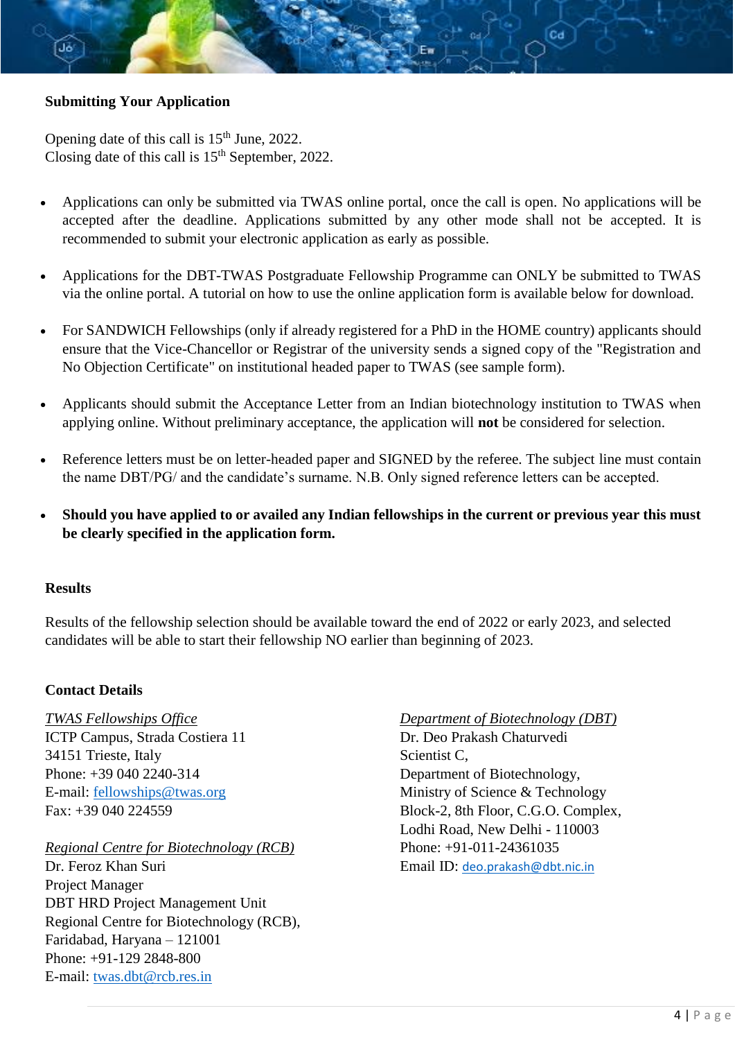## Submitting Your Application

Opening date of this call is 15th June, 2022.
Closing date of this call is 15th September, 2022.

- Applications can only be submitted via TWAS online portal, once the call is open. No applications will be accepted after the deadline. Applications submitted by any other mode shall not be accepted. It is recommended to submit your electronic application as early as possible.
- Applications for the DBT-TWAS Postgraduate Fellowship Programme can ONLY be submitted to TWAS via the online portal. A tutorial on how to use the online application form is available below for download.
- For SANDWICH Fellowships (only if already registered for a PhD in the HOME country) applicants should ensure that the Vice-Chancellor or Registrar of the university sends a signed copy of the "Registration and No Objection Certificate" on institutional headed paper to TWAS (see sample form).
- Applicants should submit the Acceptance Letter from an Indian biotechnology institution to TWAS when applying online. Without preliminary acceptance, the application will **not** be considered for selection.
- Reference letters must be on letter-headed paper and SIGNED by the referee. The subject line must contain the name DBT/PG/ and the candidate's surname. N.B. Only signed reference letters can be accepted.
- **Should you have applied to or availed any Indian fellowships in the current or previous year this must be clearly specified in the application form.**

## Results

Results of the fellowship selection should be available toward the end of 2022 or early 2023, and selected candidates will be able to start their fellowship NO earlier than beginning of 2023.

## Contact Details

*TWAS Fellowships Office*
ICTP Campus, Strada Costiera 11
34151 Trieste, Italy
Phone: +39 040 2240-314
E-mail: fellowships@twas.org
Fax: +39 040 224559

*Regional Centre for Biotechnology (RCB)*
Dr. Feroz Khan Suri
Project Manager
DBT HRD Project Management Unit
Regional Centre for Biotechnology (RCB),
Faridabad, Haryana – 121001
Phone: +91-129 2848-800
E-mail: twas.dbt@rcb.res.in

*Department of Biotechnology (DBT)*
Dr. Deo Prakash Chaturvedi
Scientist C,
Department of Biotechnology,
Ministry of Science & Technology
Block-2, 8th Floor, C.G.O. Complex,
Lodhi Road, New Delhi - 110003
Phone: +91-011-24361035
Email ID: deo.prakash@dbt.nic.in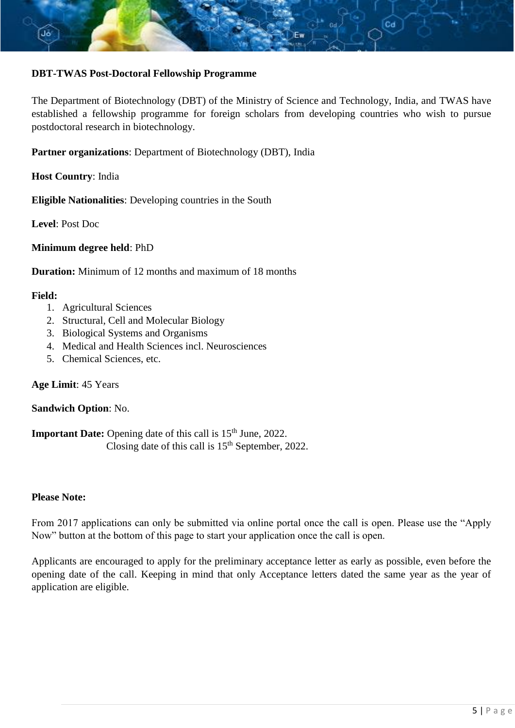**DBT-TWAS Post-Doctoral Fellowship Programme**

The Department of Biotechnology (DBT) of the Ministry of Science and Technology, India, and TWAS have established a fellowship programme for foreign scholars from developing countries who wish to pursue postdoctoral research in biotechnology.

**Partner organizations**: Department of Biotechnology (DBT), India

**Host Country**: India

**Eligible Nationalities**: Developing countries in the South

**Level**: Post Doc

**Minimum degree held**: PhD

**Duration:** Minimum of 12 months and maximum of 18 months

**Field:**

1. Agricultural Sciences
2. Structural, Cell and Molecular Biology
3. Biological Systems and Organisms
4. Medical and Health Sciences incl. Neurosciences
5. Chemical Sciences, etc.

**Age Limit**: 45 Years

**Sandwich Option**: No.

**Important Date:** Opening date of this call is 15th June, 2022.
Closing date of this call is 15th September, 2022.

**Please Note:**

From 2017 applications can only be submitted via online portal once the call is open. Please use the "Apply Now" button at the bottom of this page to start your application once the call is open.

Applicants are encouraged to apply for the preliminary acceptance letter as early as possible, even before the opening date of the call. Keeping in mind that only Acceptance letters dated the same year as the year of application are eligible.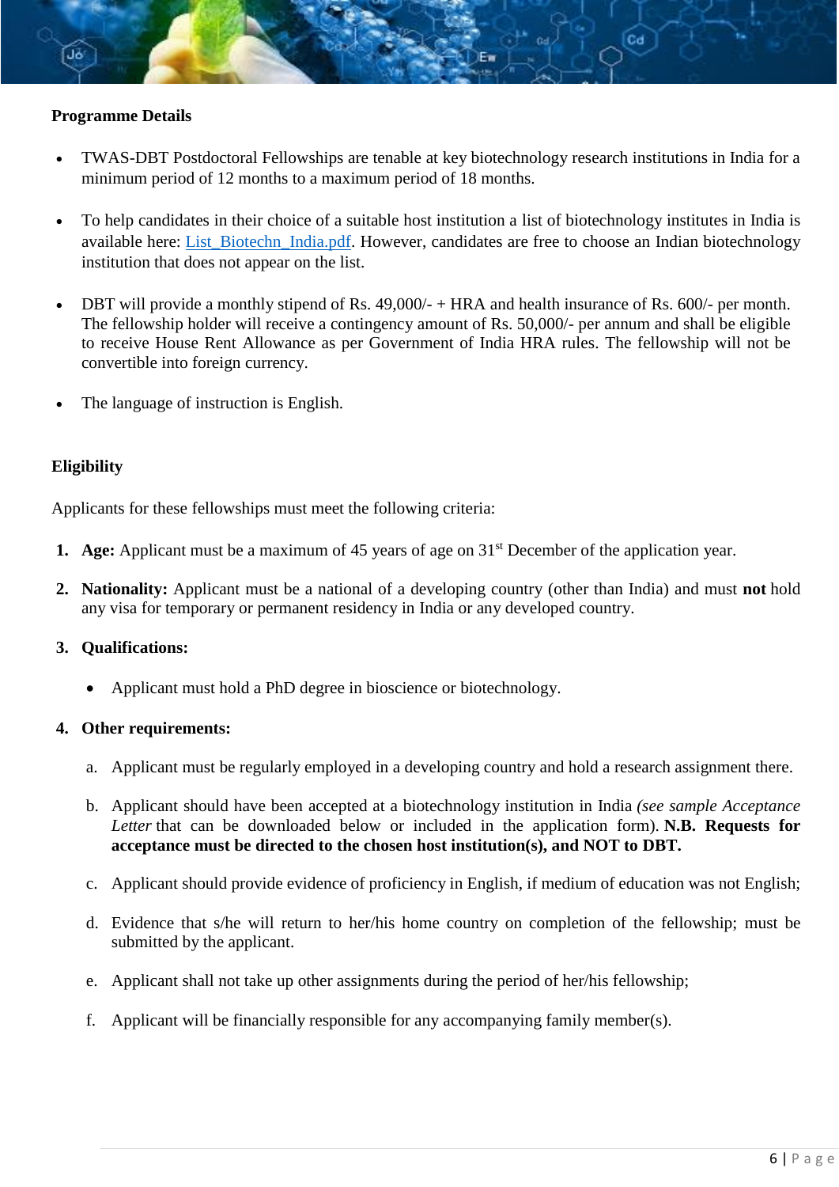**Programme Details**

- TWAS-DBT Postdoctoral Fellowships are tenable at key biotechnology research institutions in India for a minimum period of 12 months to a maximum period of 18 months.

- To help candidates in their choice of a suitable host institution a list of biotechnology institutes in India is available here: [List_Biotechn_India.pdf](List_Biotechn_India.pdf). However, candidates are free to choose an Indian biotechnology institution that does not appear on the list.

- DBT will provide a monthly stipend of Rs. 49,000/- + HRA and health insurance of Rs. 600/- per month. The fellowship holder will receive a contingency amount of Rs. 50,000/- per annum and shall be eligible to receive House Rent Allowance as per Government of India HRA rules. The fellowship will not be convertible into foreign currency.

- The language of instruction is English.

**Eligibility**

Applicants for these fellowships must meet the following criteria:

1. **Age:** Applicant must be a maximum of 45 years of age on 31st December of the application year.

2. **Nationality:** Applicant must be a national of a developing country (other than India) and must **not** hold any visa for temporary or permanent residency in India or any developed country.

3. **Qualifications:**

   - Applicant must hold a PhD degree in bioscience or biotechnology.

4. **Other requirements:**

   a. Applicant must be regularly employed in a developing country and hold a research assignment there.

   b. Applicant should have been accepted at a biotechnology institution in India *(see sample Acceptance Letter* that can be downloaded below or included in the application form). **N.B. Requests for acceptance must be directed to the chosen host institution(s), and NOT to DBT.**

   c. Applicant should provide evidence of proficiency in English, if medium of education was not English;

   d. Evidence that s/he will return to her/his home country on completion of the fellowship; must be submitted by the applicant.

   e. Applicant shall not take up other assignments during the period of her/his fellowship;

   f. Applicant will be financially responsible for any accompanying family member(s).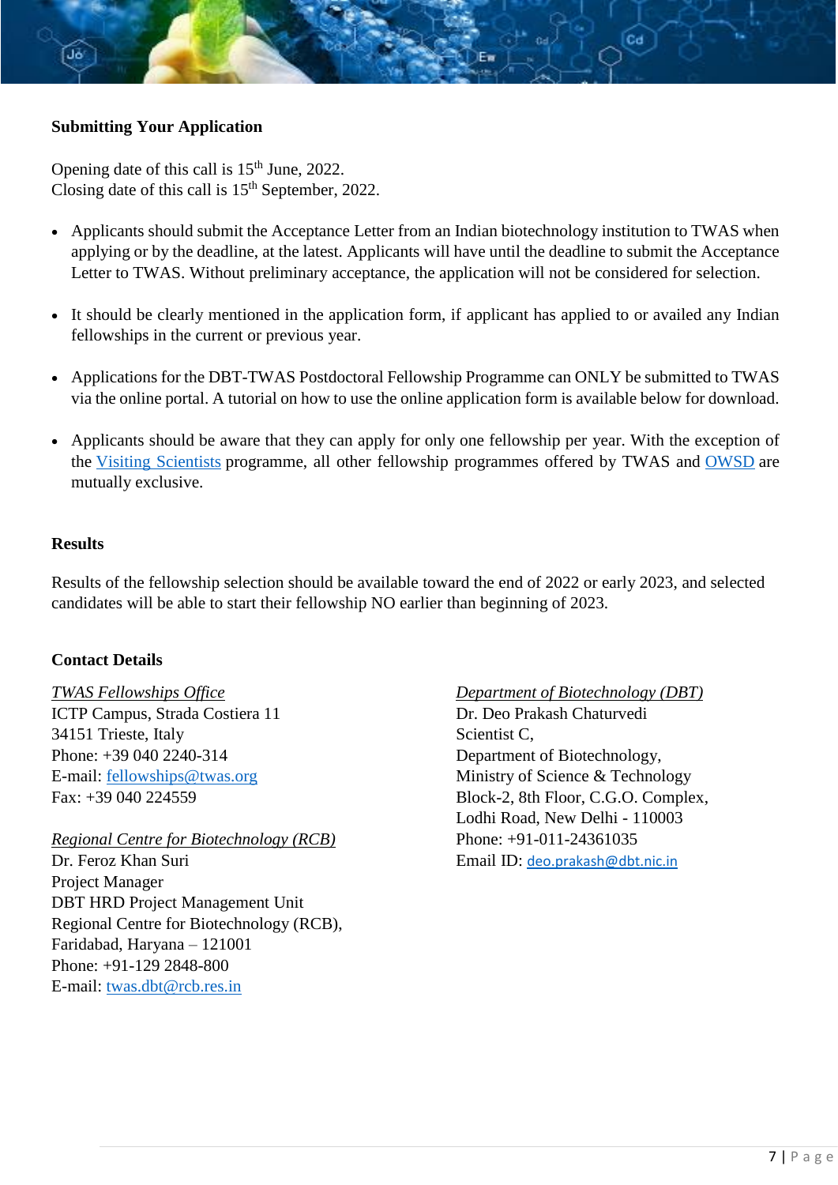### Submitting Your Application

Opening date of this call is 15th June, 2022.
Closing date of this call is 15th September, 2022.

- Applicants should submit the Acceptance Letter from an Indian biotechnology institution to TWAS when applying or by the deadline, at the latest. Applicants will have until the deadline to submit the Acceptance Letter to TWAS. Without preliminary acceptance, the application will not be considered for selection.

- It should be clearly mentioned in the application form, if applicant has applied to or availed any Indian fellowships in the current or previous year.

- Applications for the DBT-TWAS Postdoctoral Fellowship Programme can ONLY be submitted to TWAS via the online portal. A tutorial on how to use the online application form is available below for download.

- Applicants should be aware that they can apply for only one fellowship per year. With the exception of the Visiting Scientists programme, all other fellowship programmes offered by TWAS and OWSD are mutually exclusive.

### Results

Results of the fellowship selection should be available toward the end of 2022 or early 2023, and selected candidates will be able to start their fellowship NO earlier than beginning of 2023.

### Contact Details

*TWAS Fellowships Office*
ICTP Campus, Strada Costiera 11
34151 Trieste, Italy
Phone: +39 040 2240-314
E-mail: fellowships@twas.org
Fax: +39 040 224559

*Regional Centre for Biotechnology (RCB)*
Dr. Feroz Khan Suri
Project Manager
DBT HRD Project Management Unit
Regional Centre for Biotechnology (RCB),
Faridabad, Haryana – 121001
Phone: +91-129 2848-800
E-mail: twas.dbt@rcb.res.in

*Department of Biotechnology (DBT)*
Dr. Deo Prakash Chaturvedi
Scientist C,
Department of Biotechnology,
Ministry of Science & Technology
Block-2, 8th Floor, C.G.O. Complex,
Lodhi Road, New Delhi - 110003
Phone: +91-011-24361035
Email ID: deo.prakash@dbt.nic.in